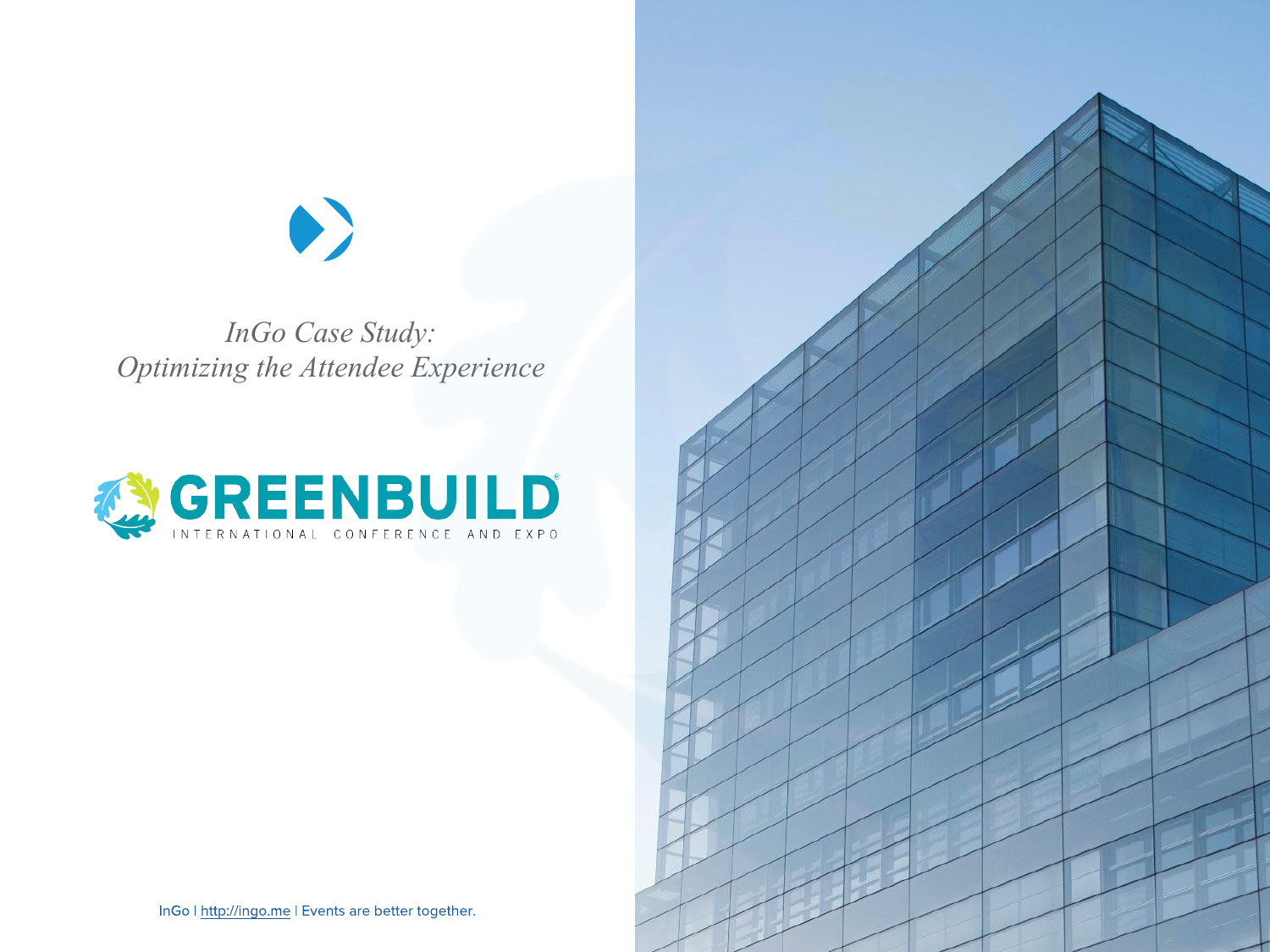# *InGo Case Study: Optimizing the Attendee Experience*

GREENBUILD®
INTERNATIONAL CONFERENCE AND EXPO

InGo | http://ingo.me | Events are better together.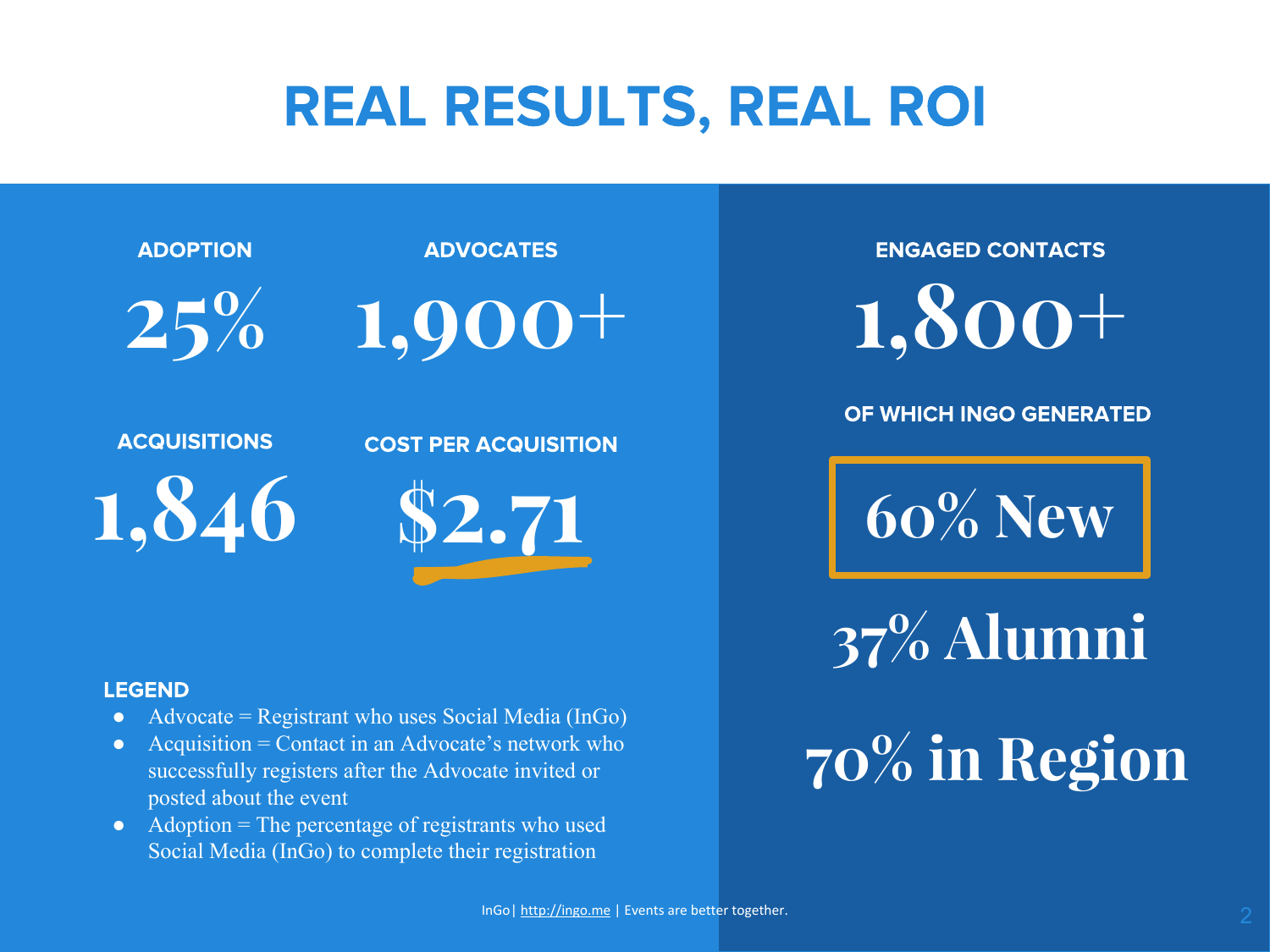# REAL RESULTS, REAL ROI

**ADOPTION**

25%

**ADVOCATES**

1,900+

**ACQUISITIONS**

1,846

**COST PER ACQUISITION**

$2.71

**LEGEND**

- Advocate = Registrant who uses Social Media (InGo)
- Acquisition = Contact in an Advocate's network who successfully registers after the Advocate invited or posted about the event
- Adoption = The percentage of registrants who used Social Media (InGo) to complete their registration

**ENGAGED CONTACTS**

1,800+

**OF WHICH INGO GENERATED**

60% New

37% Alumni

70% in Region

InGo| http://ingo.me | Events are better together.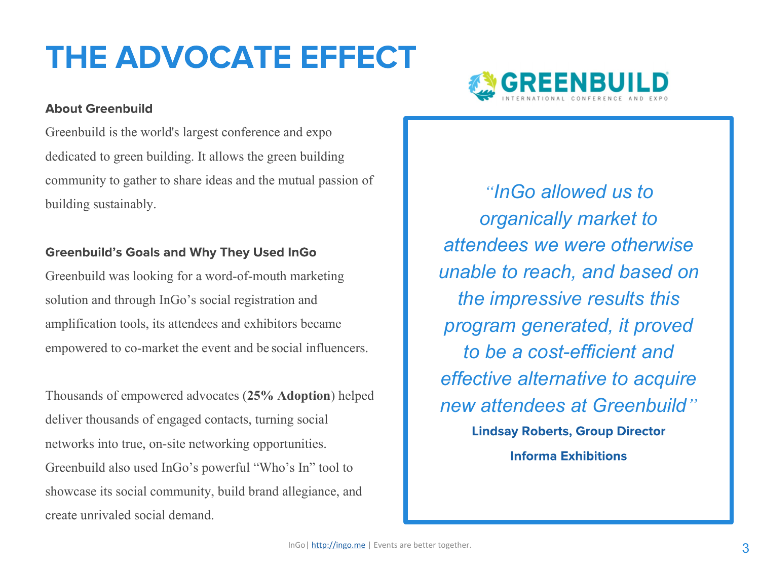# THE ADVOCATE EFFECT

GREENBUILD
INTERNATIONAL CONFERENCE AND EXPO

### About Greenbuild

Greenbuild is the world's largest conference and expo dedicated to green building. It allows the green building community to gather to share ideas and the mutual passion of building sustainably.

### Greenbuild's Goals and Why They Used InGo

Greenbuild was looking for a word-of-mouth marketing solution and through InGo's social registration and amplification tools, its attendees and exhibitors became empowered to co-market the event and be social influencers.

Thousands of empowered advocates (**25% Adoption**) helped deliver thousands of engaged contacts, turning social networks into true, on-site networking opportunities. Greenbuild also used InGo's powerful "Who's In" tool to showcase its social community, build brand allegiance, and create unrivaled social demand.

> *"InGo allowed us to organically market to attendees we were otherwise unable to reach, and based on the impressive results this program generated, it proved to be a cost-efficient and effective alternative to acquire new attendees at Greenbuild"*
>
> **Lindsay Roberts, Group Director**
>
> **Informa Exhibitions**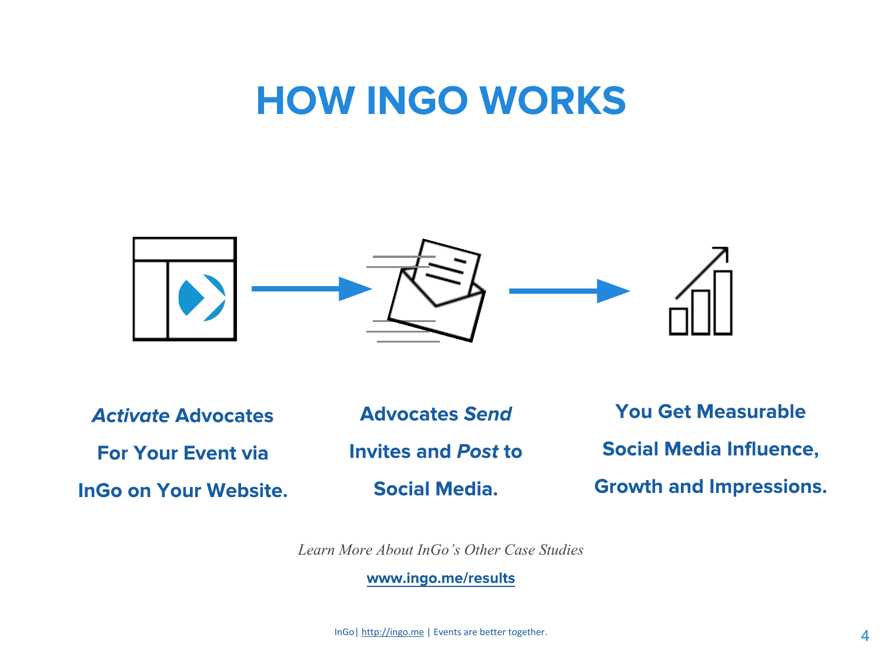# HOW INGO WORKS

*Activate* Advocates For Your Event via InGo on Your Website.

Advocates *Send* Invites and *Post* to Social Media.

You Get Measurable Social Media Influence, Growth and Impressions.

*Learn More About InGo's Other Case Studies*

www.ingo.me/results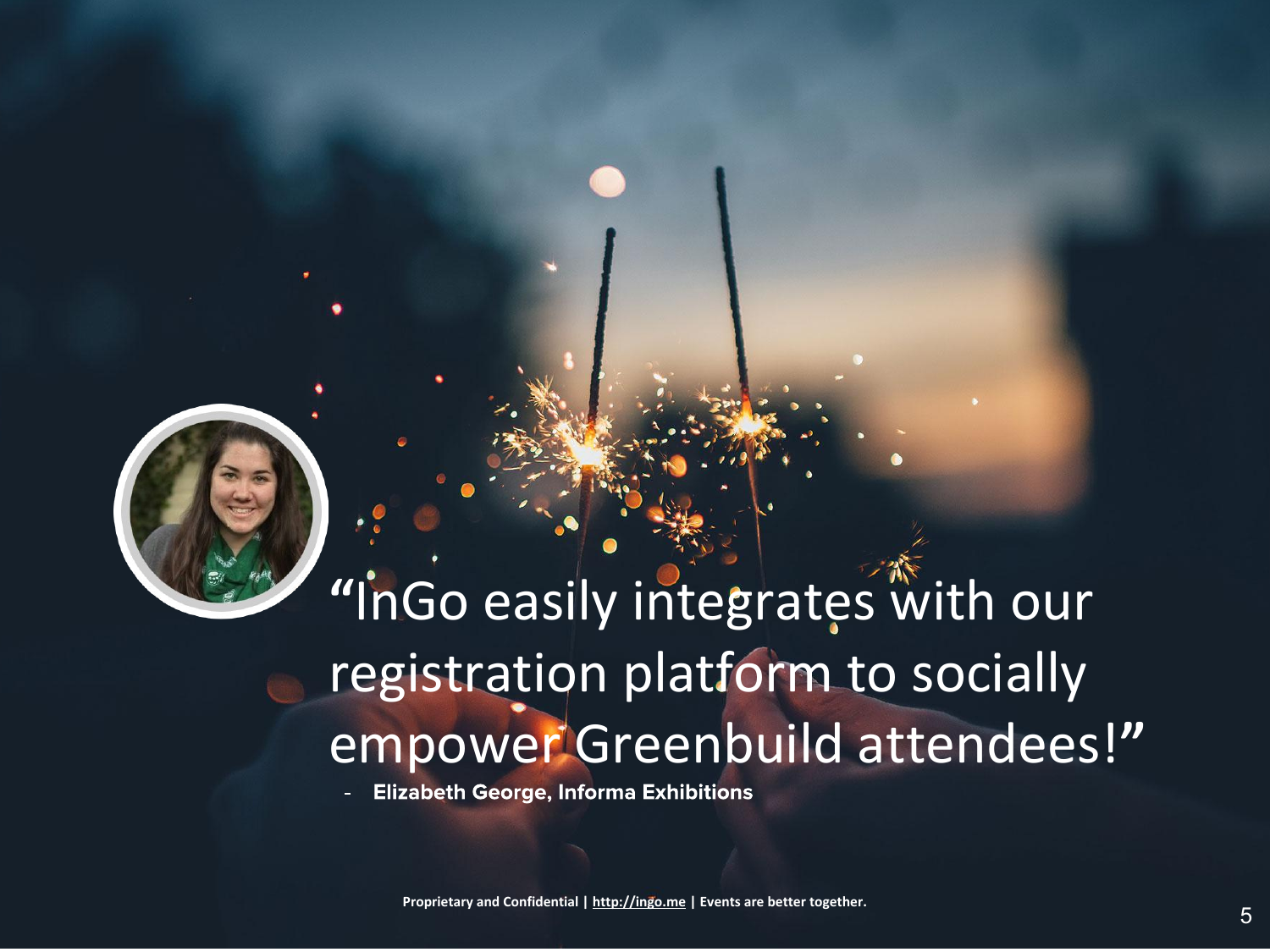"InGo easily integrates with our registration platform to socially empower Greenbuild attendees!"

- **Elizabeth George, Informa Exhibitions**